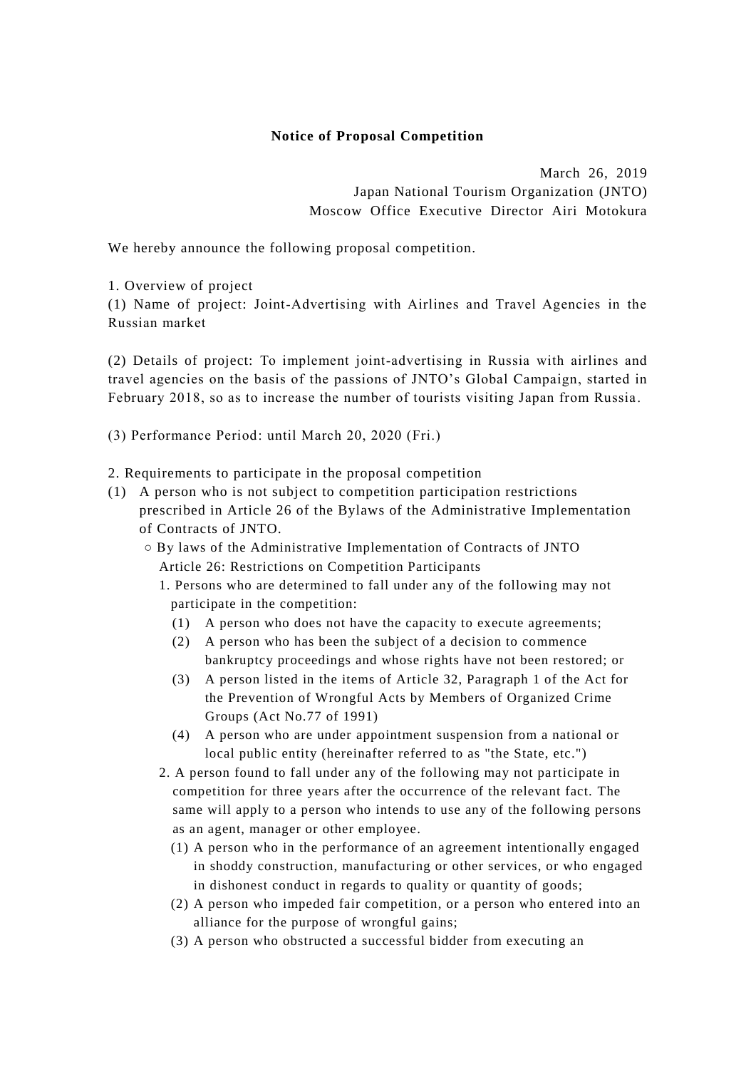# Notice of Proposal Competition

March 26, 2019
Japan National Tourism Organization (JNTO)
Moscow Office Executive Director Airi Motokura

We hereby announce the following proposal competition.

1. Overview of project

(1) Name of project: Joint-Advertising with Airlines and Travel Agencies in the Russian market

(2) Details of project: To implement joint-advertising in Russia with airlines and travel agencies on the basis of the passions of JNTO's Global Campaign, started in February 2018, so as to increase the number of tourists visiting Japan from Russia.

(3) Performance Period: until March 20, 2020 (Fri.)

2. Requirements to participate in the proposal competition

(1) A person who is not subject to competition participation restrictions prescribed in Article 26 of the Bylaws of the Administrative Implementation of Contracts of JNTO.

○ By laws of the Administrative Implementation of Contracts of JNTO
Article 26: Restrictions on Competition Participants

1. Persons who are determined to fall under any of the following may not participate in the competition:
   - (1) A person who does not have the capacity to execute agreements;
   - (2) A person who has been the subject of a decision to commence bankruptcy proceedings and whose rights have not been restored; or
   - (3) A person listed in the items of Article 32, Paragraph 1 of the Act for the Prevention of Wrongful Acts by Members of Organized Crime Groups (Act No.77 of 1991)
   - (4) A person who are under appointment suspension from a national or local public entity (hereinafter referred to as "the State, etc.")

2. A person found to fall under any of the following may not participate in competition for three years after the occurrence of the relevant fact. The same will apply to a person who intends to use any of the following persons as an agent, manager or other employee.
   - (1) A person who in the performance of an agreement intentionally engaged in shoddy construction, manufacturing or other services, or who engaged in dishonest conduct in regards to quality or quantity of goods;
   - (2) A person who impeded fair competition, or a person who entered into an alliance for the purpose of wrongful gains;
   - (3) A person who obstructed a successful bidder from executing an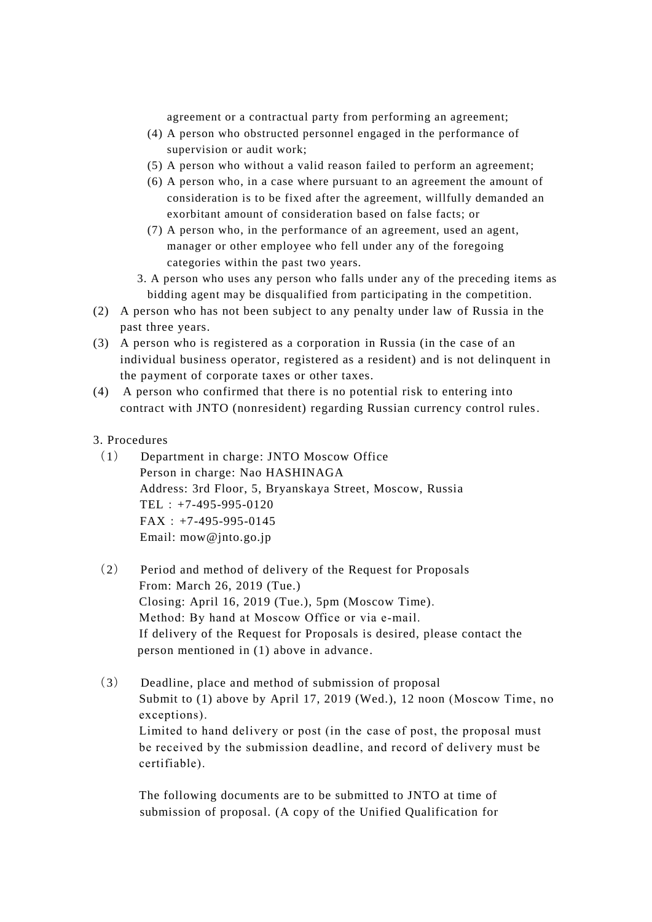agreement or a contractual party from performing an agreement;

(4) A person who obstructed personnel engaged in the performance of supervision or audit work;

(5) A person who without a valid reason failed to perform an agreement;

(6) A person who, in a case where pursuant to an agreement the amount of consideration is to be fixed after the agreement, willfully demanded an exorbitant amount of consideration based on false facts; or

(7) A person who, in the performance of an agreement, used an agent, manager or other employee who fell under any of the foregoing categories within the past two years.

3. A person who uses any person who falls under any of the preceding items as bidding agent may be disqualified from participating in the competition.

(2) A person who has not been subject to any penalty under law of Russia in the past three years.

(3) A person who is registered as a corporation in Russia (in the case of an individual business operator, registered as a resident) and is not delinquent in the payment of corporate taxes or other taxes.

(4) A person who confirmed that there is no potential risk to entering into contract with JNTO (nonresident) regarding Russian currency control rules.

3. Procedures

（1） Department in charge: JNTO Moscow Office
Person in charge: Nao HASHINAGA
Address: 3rd Floor, 5, Bryanskaya Street, Moscow, Russia
TEL : +7-495-995-0120
FAX : +7-495-995-0145
Email: mow@jnto.go.jp

（2） Period and method of delivery of the Request for Proposals
From: March 26, 2019 (Tue.)
Closing: April 16, 2019 (Tue.), 5pm (Moscow Time).
Method: By hand at Moscow Office or via e-mail.
If delivery of the Request for Proposals is desired, please contact the person mentioned in (1) above in advance.

（3） Deadline, place and method of submission of proposal
Submit to (1) above by April 17, 2019 (Wed.), 12 noon (Moscow Time, no exceptions).
Limited to hand delivery or post (in the case of post, the proposal must be received by the submission deadline, and record of delivery must be certifiable).

The following documents are to be submitted to JNTO at time of submission of proposal. (A copy of the Unified Qualification for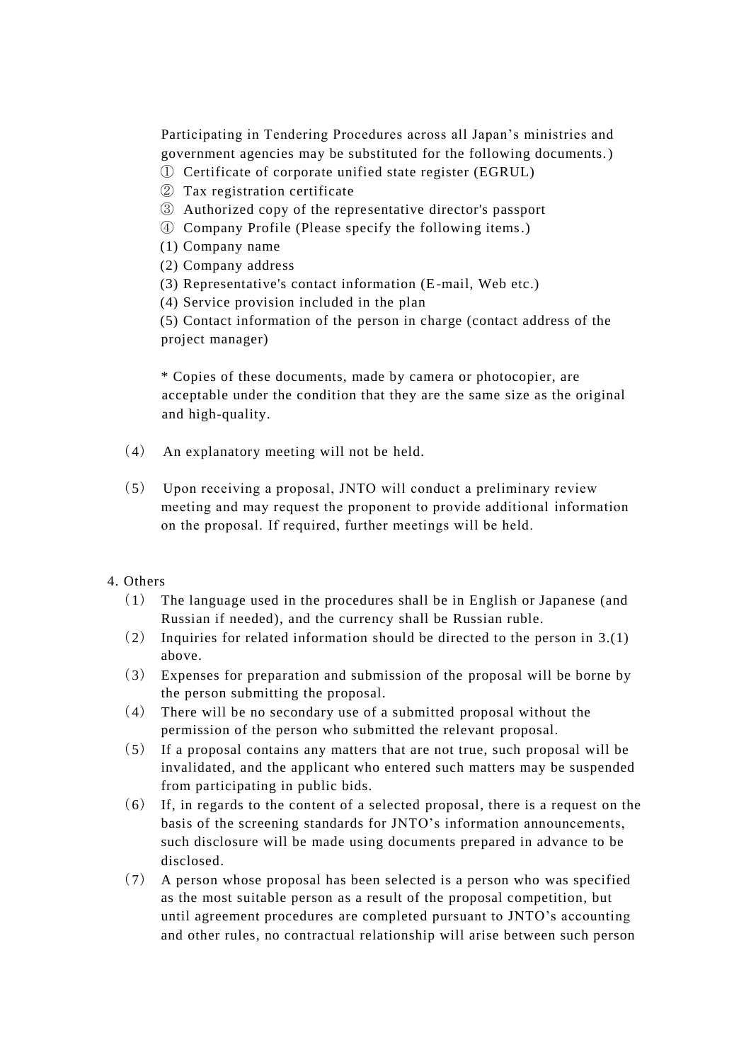Participating in Tendering Procedures across all Japan's ministries and government agencies may be substituted for the following documents.)

① Certificate of corporate unified state register (EGRUL)
② Tax registration certificate
③ Authorized copy of the representative director's passport
④ Company Profile (Please specify the following items.)

(1) Company name
(2) Company address
(3) Representative's contact information (E-mail, Web etc.)
(4) Service provision included in the plan
(5) Contact information of the person in charge (contact address of the project manager)

* Copies of these documents, made by camera or photocopier, are acceptable under the condition that they are the same size as the original and high-quality.

（4） An explanatory meeting will not be held.

（5） Upon receiving a proposal, JNTO will conduct a preliminary review meeting and may request the proponent to provide additional information on the proposal. If required, further meetings will be held.

4. Others

（1） The language used in the procedures shall be in English or Japanese (and Russian if needed), and the currency shall be Russian ruble.

（2） Inquiries for related information should be directed to the person in 3.(1) above.

（3） Expenses for preparation and submission of the proposal will be borne by the person submitting the proposal.

（4） There will be no secondary use of a submitted proposal without the permission of the person who submitted the relevant proposal.

（5） If a proposal contains any matters that are not true, such proposal will be invalidated, and the applicant who entered such matters may be suspended from participating in public bids.

（6） If, in regards to the content of a selected proposal, there is a request on the basis of the screening standards for JNTO's information announcements, such disclosure will be made using documents prepared in advance to be disclosed.

（7） A person whose proposal has been selected is a person who was specified as the most suitable person as a result of the proposal competition, but until agreement procedures are completed pursuant to JNTO's accounting and other rules, no contractual relationship will arise between such person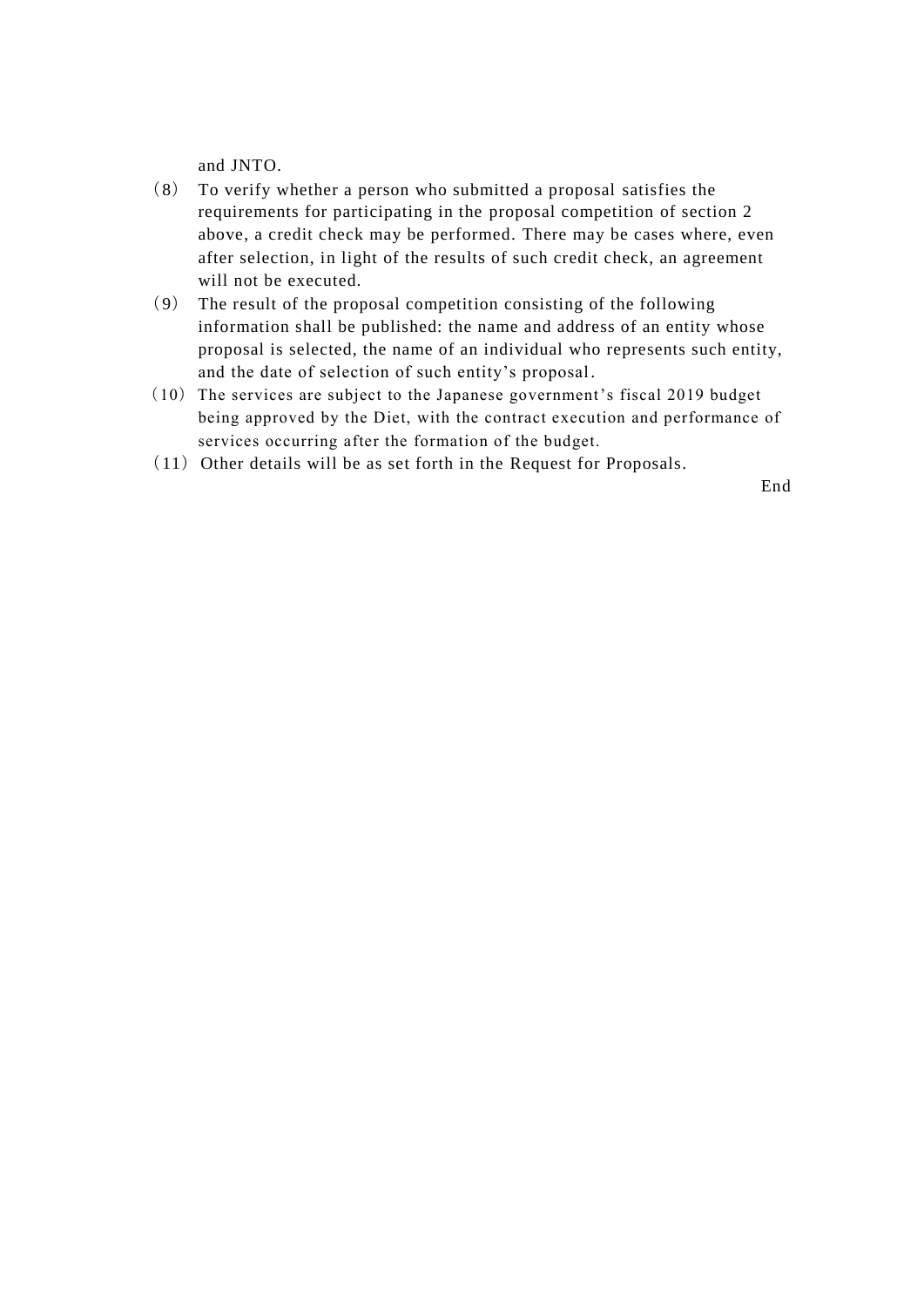and JNTO.

（8） To verify whether a person who submitted a proposal satisfies the requirements for participating in the proposal competition of section 2 above, a credit check may be performed. There may be cases where, even after selection, in light of the results of such credit check, an agreement will not be executed.

（9） The result of the proposal competition consisting of the following information shall be published: the name and address of an entity whose proposal is selected, the name of an individual who represents such entity, and the date of selection of such entity's proposal.

（10） The services are subject to the Japanese government's fiscal 2019 budget being approved by the Diet, with the contract execution and performance of services occurring after the formation of the budget.

（11） Other details will be as set forth in the Request for Proposals.

End